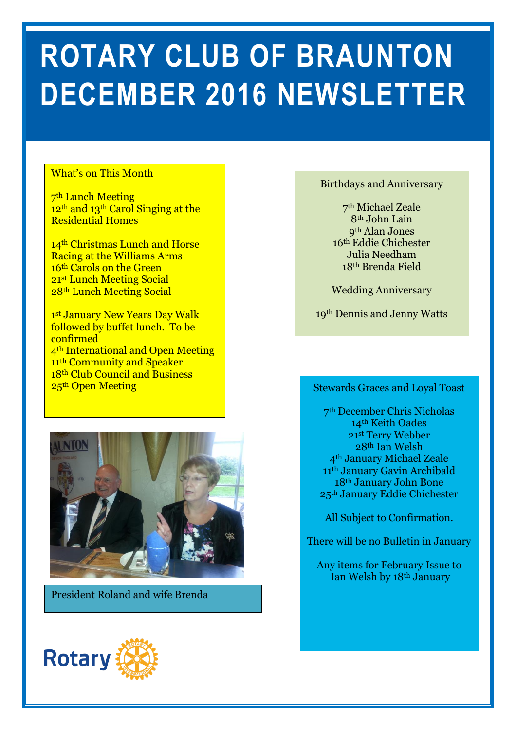# ROTARY CLUB OF BRAUNTON DECEMBER 2016 NEWSLETTER

What's on This Month

7th Lunch Meeting
12th and 13th Carol Singing at the Residential Homes

14th Christmas Lunch and Horse Racing at the Williams Arms
16th Carols on the Green
21st Lunch Meeting Social
28th Lunch Meeting Social

1st January New Years Day Walk followed by buffet lunch. To be confirmed
4th International and Open Meeting
11th Community and Speaker
18th Club Council and Business
25th Open Meeting

President Roland and wife Brenda

Birthdays and Anniversary

7th Michael Zeale
8th John Lain
9th Alan Jones
16th Eddie Chichester
Julia Needham
18th Brenda Field

Wedding Anniversary

19th Dennis and Jenny Watts

Stewards Graces and Loyal Toast

7th December Chris Nicholas
14th Keith Oades
21st Terry Webber
28th Ian Welsh
4th January Michael Zeale
11th January Gavin Archibald
18th January John Bone
25th January Eddie Chichester

All Subject to Confirmation.

There will be no Bulletin in January

Any items for February Issue to Ian Welsh by 18th January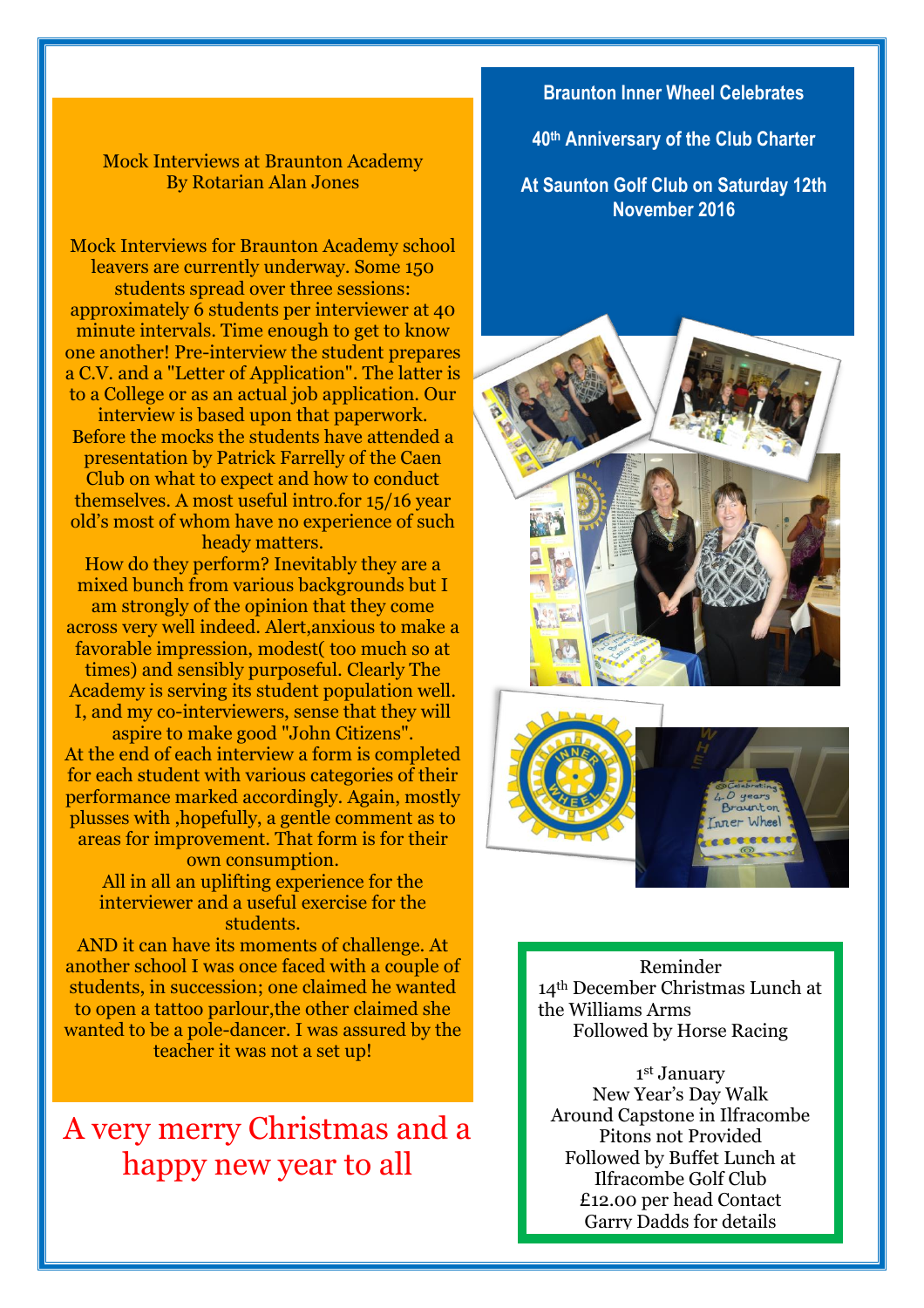## Mock Interviews at Braunton Academy
By Rotarian Alan Jones

Mock Interviews for Braunton Academy school leavers are currently underway. Some 150 students spread over three sessions: approximately 6 students per interviewer at 40 minute intervals. Time enough to get to know one another! Pre-interview the student prepares a C.V. and a "Letter of Application". The latter is to a College or as an actual job application. Our interview is based upon that paperwork. Before the mocks the students have attended a presentation by Patrick Farrelly of the Caen Club on what to expect and how to conduct themselves. A most useful intro.for 15/16 year old's most of whom have no experience of such heady matters.

How do they perform? Inevitably they are a mixed bunch from various backgrounds but I am strongly of the opinion that they come across very well indeed. Alert,anxious to make a favorable impression, modest( too much so at times) and sensibly purposeful. Clearly The Academy is serving its student population well. I, and my co-interviewers, sense that they will aspire to make good "John Citizens".

At the end of each interview a form is completed for each student with various categories of their performance marked accordingly. Again, mostly plusses with ,hopefully, a gentle comment as to areas for improvement. That form is for their own consumption.

All in all an uplifting experience for the interviewer and a useful exercise for the students.

AND it can have its moments of challenge. At another school I was once faced with a couple of students, in succession; one claimed he wanted to open a tattoo parlour,the other claimed she wanted to be a pole-dancer. I was assured by the teacher it was not a set up!

A very merry Christmas and a happy new year to all

## Braunton Inner Wheel Celebrates

**40th Anniversary of the Club Charter**

**At Saunton Golf Club on Saturday 12th November 2016**

Reminder
14th December Christmas Lunch at the Williams Arms
Followed by Horse Racing

1st January
New Year's Day Walk
Around Capstone in Ilfracombe
Pitons not Provided
Followed by Buffet Lunch at Ilfracombe Golf Club
£12.00 per head Contact Garry Dadds for details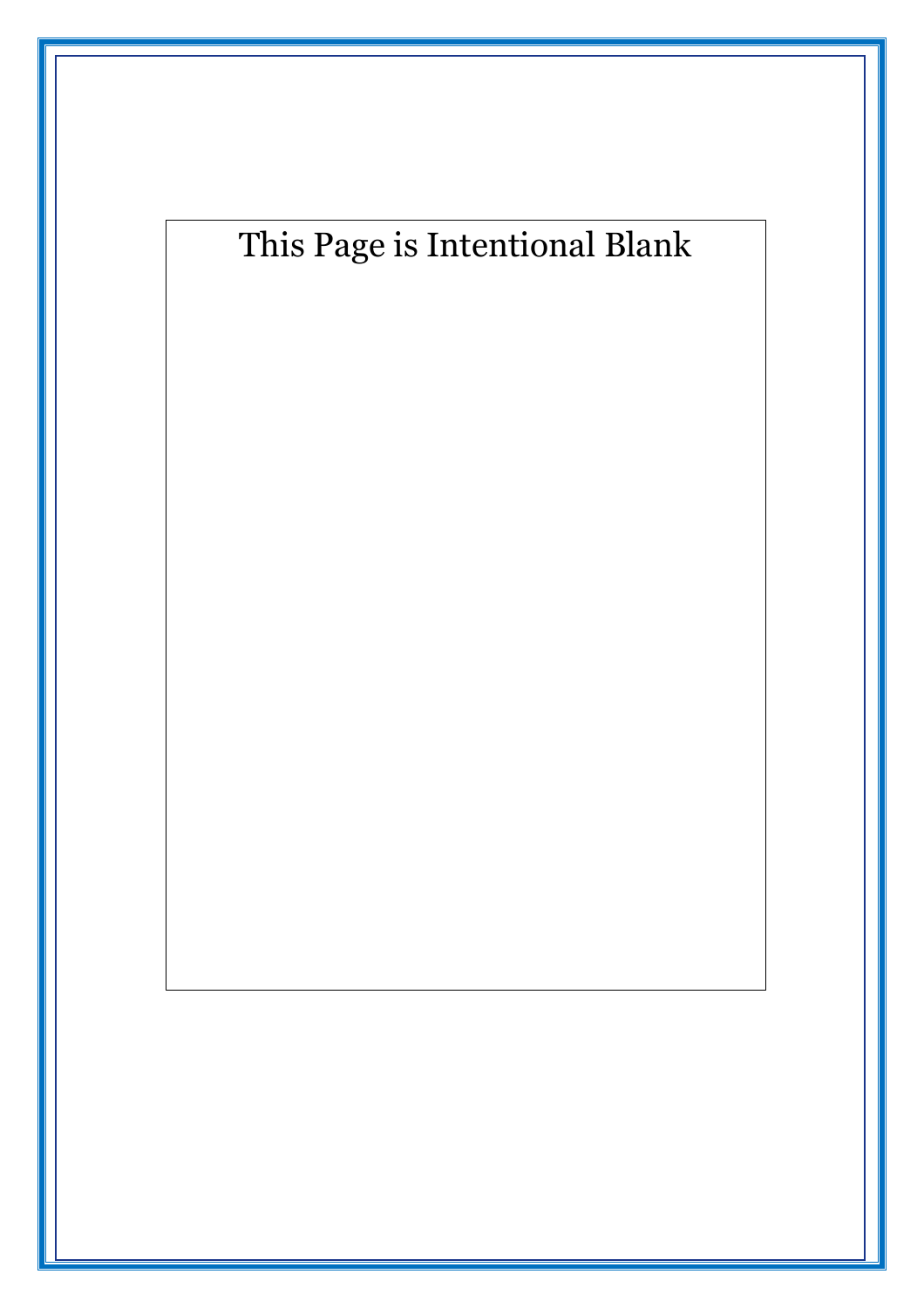This Page is Intentional Blank